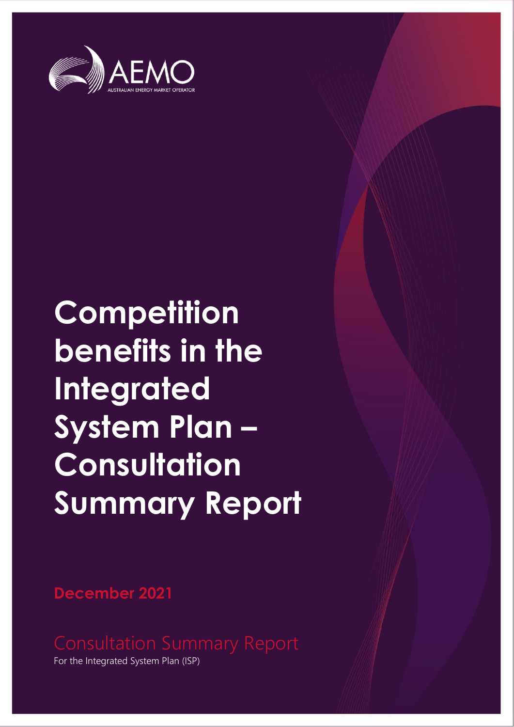AEMO

AUSTRALIAN ENERGY MARKET OPERATOR

# Competition benefits in the Integrated System Plan – Consultation Summary Report

**December 2021**

Consultation Summary Report

For the Integrated System Plan (ISP)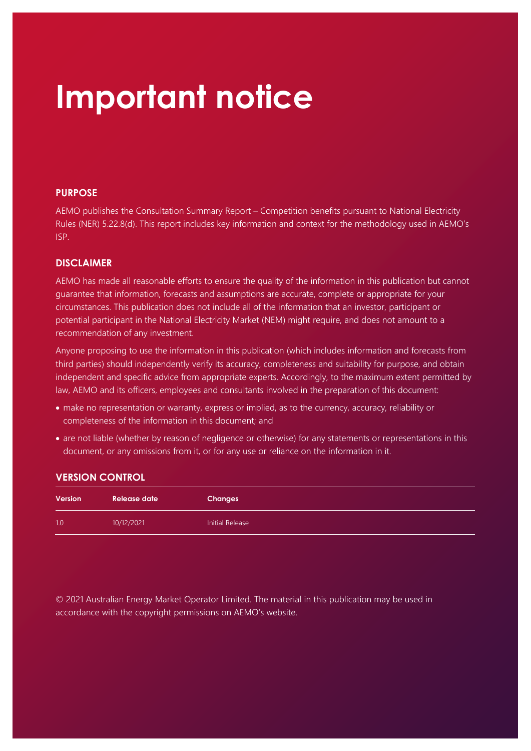# Important notice

## PURPOSE

AEMO publishes the Consultation Summary Report – Competition benefits pursuant to National Electricity Rules (NER) 5.22.8(d). This report includes key information and context for the methodology used in AEMO's ISP.

## DISCLAIMER

AEMO has made all reasonable efforts to ensure the quality of the information in this publication but cannot guarantee that information, forecasts and assumptions are accurate, complete or appropriate for your circumstances. This publication does not include all of the information that an investor, participant or potential participant in the National Electricity Market (NEM) might require, and does not amount to a recommendation of any investment.

Anyone proposing to use the information in this publication (which includes information and forecasts from third parties) should independently verify its accuracy, completeness and suitability for purpose, and obtain independent and specific advice from appropriate experts. Accordingly, to the maximum extent permitted by law, AEMO and its officers, employees and consultants involved in the preparation of this document:

- make no representation or warranty, express or implied, as to the currency, accuracy, reliability or completeness of the information in this document; and
- are not liable (whether by reason of negligence or otherwise) for any statements or representations in this document, or any omissions from it, or for any use or reliance on the information in it.

## VERSION CONTROL

| Version | Release date | Changes |
|---|---|---|
| 1.0 | 10/12/2021 | Initial Release |

© 2021 Australian Energy Market Operator Limited. The material in this publication may be used in accordance with the copyright permissions on AEMO's website.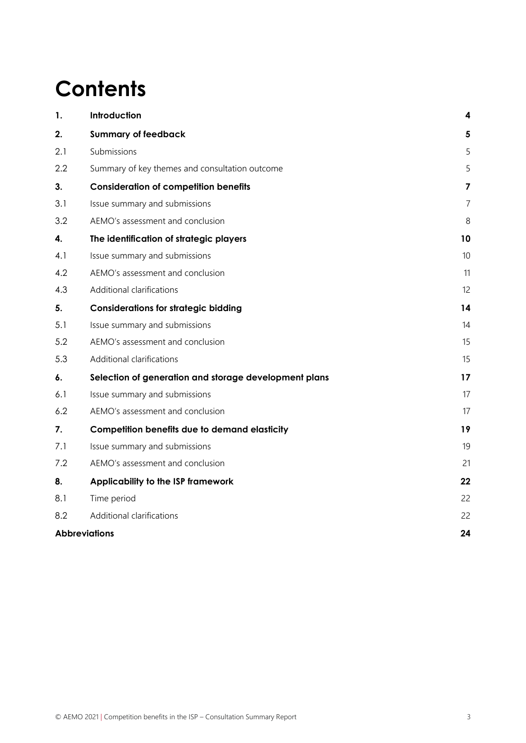# Contents

| | | |
|---|---|---|
| **1.** | **Introduction** | **4** |
| **2.** | **Summary of feedback** | **5** |
| 2.1 | Submissions | 5 |
| 2.2 | Summary of key themes and consultation outcome | 5 |
| **3.** | **Consideration of competition benefits** | **7** |
| 3.1 | Issue summary and submissions | 7 |
| 3.2 | AEMO's assessment and conclusion | 8 |
| **4.** | **The identification of strategic players** | **10** |
| 4.1 | Issue summary and submissions | 10 |
| 4.2 | AEMO's assessment and conclusion | 11 |
| 4.3 | Additional clarifications | 12 |
| **5.** | **Considerations for strategic bidding** | **14** |
| 5.1 | Issue summary and submissions | 14 |
| 5.2 | AEMO's assessment and conclusion | 15 |
| 5.3 | Additional clarifications | 15 |
| **6.** | **Selection of generation and storage development plans** | **17** |
| 6.1 | Issue summary and submissions | 17 |
| 6.2 | AEMO's assessment and conclusion | 17 |
| **7.** | **Competition benefits due to demand elasticity** | **19** |
| 7.1 | Issue summary and submissions | 19 |
| 7.2 | AEMO's assessment and conclusion | 21 |
| **8.** | **Applicability to the ISP framework** | **22** |
| 8.1 | Time period | 22 |
| 8.2 | Additional clarifications | 22 |
| **Abbreviations** | | **24** |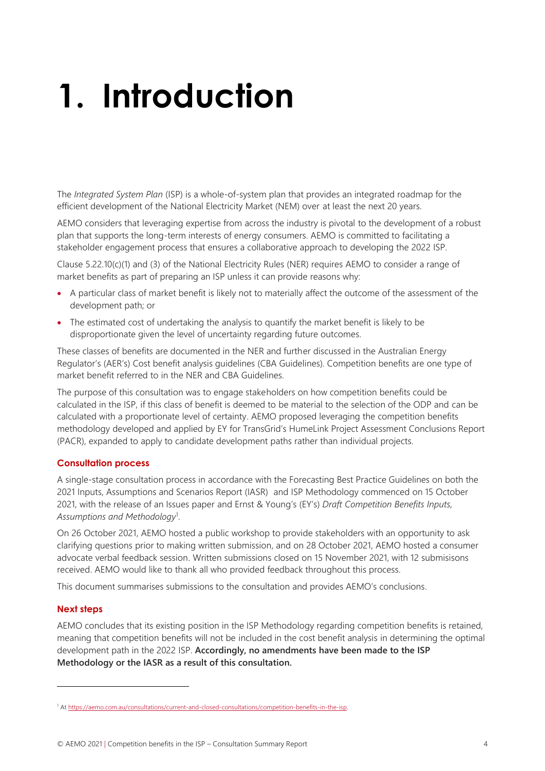# 1. Introduction

The *Integrated System Plan* (ISP) is a whole-of-system plan that provides an integrated roadmap for the efficient development of the National Electricity Market (NEM) over at least the next 20 years.

AEMO considers that leveraging expertise from across the industry is pivotal to the development of a robust plan that supports the long-term interests of energy consumers. AEMO is committed to facilitating a stakeholder engagement process that ensures a collaborative approach to developing the 2022 ISP.

Clause 5.22.10(c)(1) and (3) of the National Electricity Rules (NER) requires AEMO to consider a range of market benefits as part of preparing an ISP unless it can provide reasons why:

- A particular class of market benefit is likely not to materially affect the outcome of the assessment of the development path; or
- The estimated cost of undertaking the analysis to quantify the market benefit is likely to be disproportionate given the level of uncertainty regarding future outcomes.

These classes of benefits are documented in the NER and further discussed in the Australian Energy Regulator's (AER's) Cost benefit analysis guidelines (CBA Guidelines). Competition benefits are one type of market benefit referred to in the NER and CBA Guidelines.

The purpose of this consultation was to engage stakeholders on how competition benefits could be calculated in the ISP, if this class of benefit is deemed to be material to the selection of the ODP and can be calculated with a proportionate level of certainty. AEMO proposed leveraging the competition benefits methodology developed and applied by EY for TransGrid's HumeLink Project Assessment Conclusions Report (PACR), expanded to apply to candidate development paths rather than individual projects.

### Consultation process

A single-stage consultation process in accordance with the Forecasting Best Practice Guidelines on both the 2021 Inputs, Assumptions and Scenarios Report (IASR) and ISP Methodology commenced on 15 October 2021, with the release of an Issues paper and Ernst & Young's (EY's) *Draft Competition Benefits Inputs, Assumptions and Methodology*[1].

On 26 October 2021, AEMO hosted a public workshop to provide stakeholders with an opportunity to ask clarifying questions prior to making written submission, and on 28 October 2021, AEMO hosted a consumer advocate verbal feedback session. Written submissions closed on 15 November 2021, with 12 submisisons received. AEMO would like to thank all who provided feedback throughout this process.

This document summarises submissions to the consultation and provides AEMO's conclusions.

### Next steps

AEMO concludes that its existing position in the ISP Methodology regarding competition benefits is retained, meaning that competition benefits will not be included in the cost benefit analysis in determining the optimal development path in the 2022 ISP. **Accordingly, no amendments have been made to the ISP Methodology or the IASR as a result of this consultation.**

---

[1] At https://aemo.com.au/consultations/current-and-closed-consultations/competition-benefits-in-the-isp.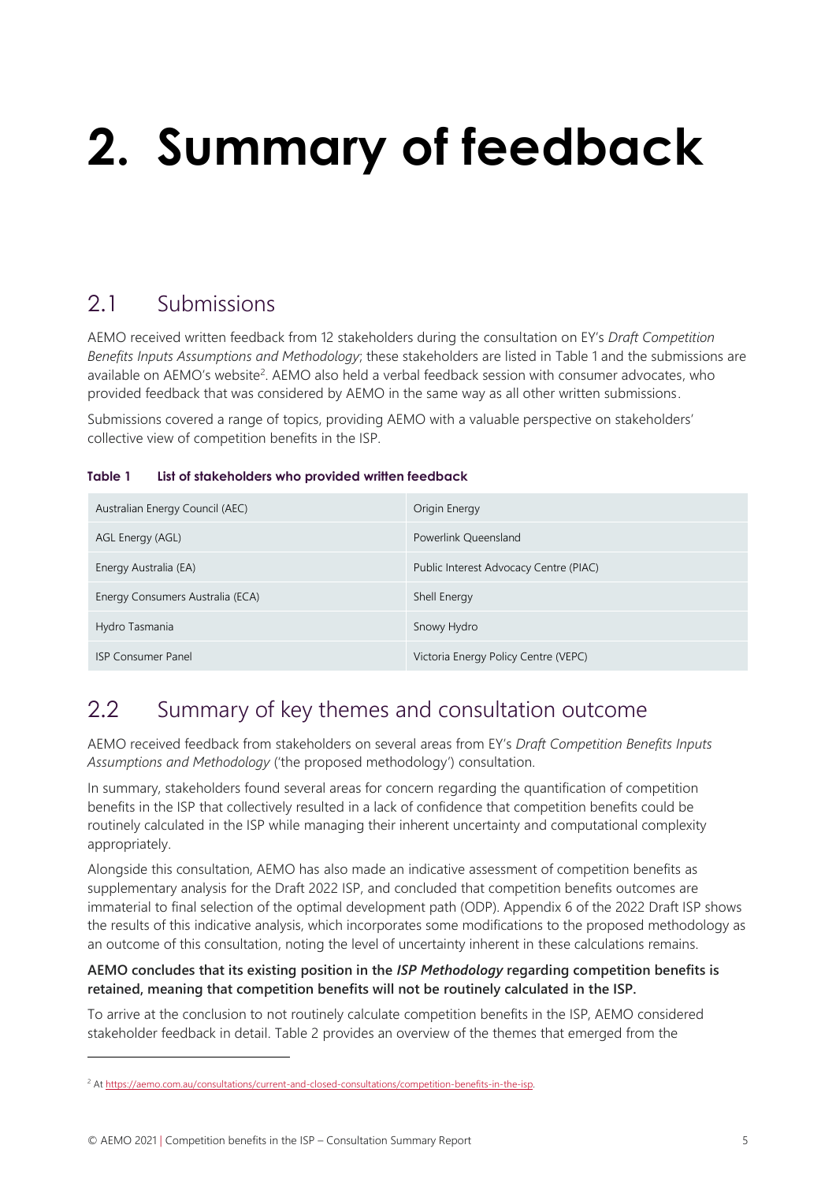# 2. Summary of feedback

## 2.1 Submissions

AEMO received written feedback from 12 stakeholders during the consultation on EY's *Draft Competition Benefits Inputs Assumptions and Methodology*; these stakeholders are listed in Table 1 and the submissions are available on AEMO's website[2]. AEMO also held a verbal feedback session with consumer advocates, who provided feedback that was considered by AEMO in the same way as all other written submissions.

Submissions covered a range of topics, providing AEMO with a valuable perspective on stakeholders' collective view of competition benefits in the ISP.

**Table 1 List of stakeholders who provided written feedback**

| | |
|---|---|
| Australian Energy Council (AEC) | Origin Energy |
| AGL Energy (AGL) | Powerlink Queensland |
| Energy Australia (EA) | Public Interest Advocacy Centre (PIAC) |
| Energy Consumers Australia (ECA) | Shell Energy |
| Hydro Tasmania | Snowy Hydro |
| ISP Consumer Panel | Victoria Energy Policy Centre (VEPC) |

## 2.2 Summary of key themes and consultation outcome

AEMO received feedback from stakeholders on several areas from EY's *Draft Competition Benefits Inputs Assumptions and Methodology* ('the proposed methodology') consultation.

In summary, stakeholders found several areas for concern regarding the quantification of competition benefits in the ISP that collectively resulted in a lack of confidence that competition benefits could be routinely calculated in the ISP while managing their inherent uncertainty and computational complexity appropriately.

Alongside this consultation, AEMO has also made an indicative assessment of competition benefits as supplementary analysis for the Draft 2022 ISP, and concluded that competition benefits outcomes are immaterial to final selection of the optimal development path (ODP). Appendix 6 of the 2022 Draft ISP shows the results of this indicative analysis, which incorporates some modifications to the proposed methodology as an outcome of this consultation, noting the level of uncertainty inherent in these calculations remains.

**AEMO concludes that its existing position in the *ISP Methodology* regarding competition benefits is retained, meaning that competition benefits will not be routinely calculated in the ISP.**

To arrive at the conclusion to not routinely calculate competition benefits in the ISP, AEMO considered stakeholder feedback in detail. Table 2 provides an overview of the themes that emerged from the

---

[2] At https://aemo.com.au/consultations/current-and-closed-consultations/competition-benefits-in-the-isp.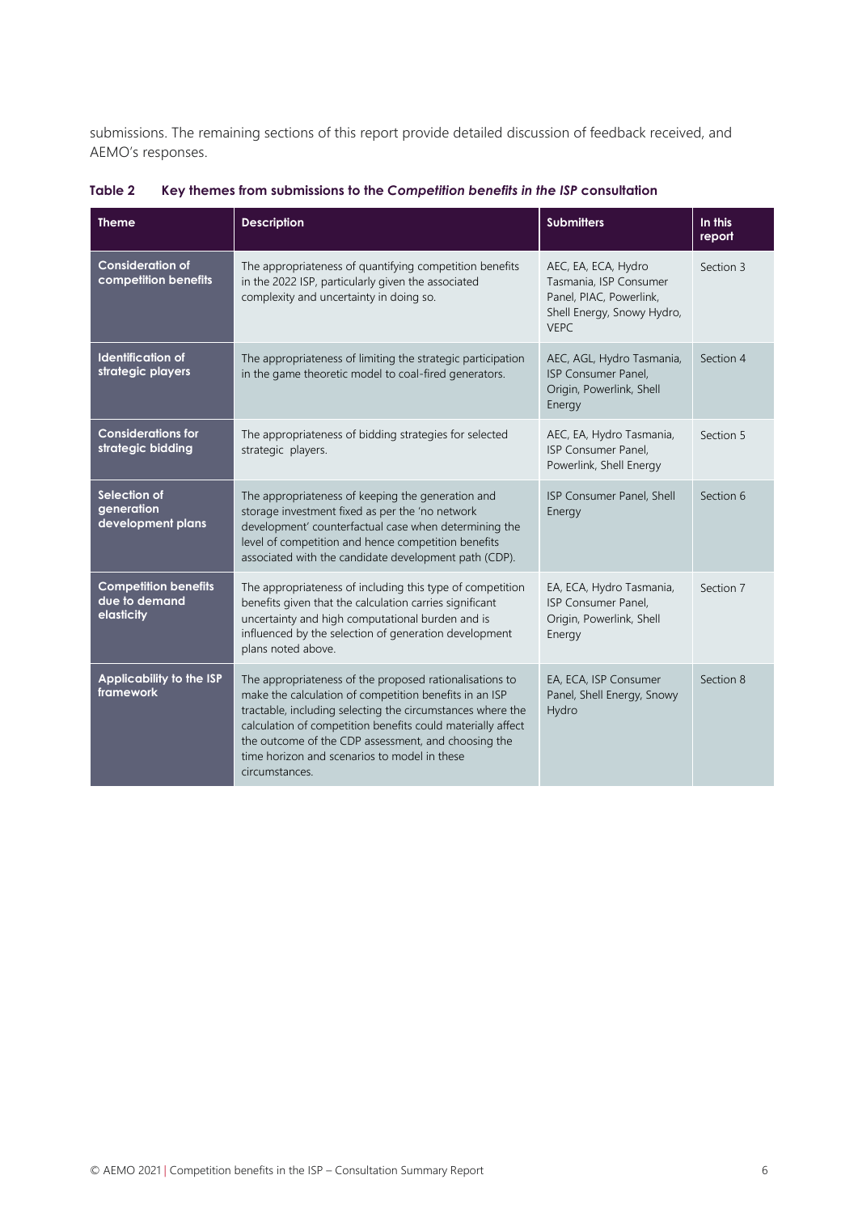submissions. The remaining sections of this report provide detailed discussion of feedback received, and AEMO's responses.

**Table 2 Key themes from submissions to the *Competition benefits in the ISP* consultation**

| Theme | Description | Submitters | In this report |
|---|---|---|---|
| **Consideration of competition benefits** | The appropriateness of quantifying competition benefits in the 2022 ISP, particularly given the associated complexity and uncertainty in doing so. | AEC, EA, ECA, Hydro Tasmania, ISP Consumer Panel, PIAC, Powerlink, Shell Energy, Snowy Hydro, VEPC | Section 3 |
| **Identification of strategic players** | The appropriateness of limiting the strategic participation in the game theoretic model to coal-fired generators. | AEC, AGL, Hydro Tasmania, ISP Consumer Panel, Origin, Powerlink, Shell Energy | Section 4 |
| **Considerations for strategic bidding** | The appropriateness of bidding strategies for selected strategic players. | AEC, EA, Hydro Tasmania, ISP Consumer Panel, Powerlink, Shell Energy | Section 5 |
| **Selection of generation development plans** | The appropriateness of keeping the generation and storage investment fixed as per the 'no network development' counterfactual case when determining the level of competition and hence competition benefits associated with the candidate development path (CDP). | ISP Consumer Panel, Shell Energy | Section 6 |
| **Competition benefits due to demand elasticity** | The appropriateness of including this type of competition benefits given that the calculation carries significant uncertainty and high computational burden and is influenced by the selection of generation development plans noted above. | EA, ECA, Hydro Tasmania, ISP Consumer Panel, Origin, Powerlink, Shell Energy | Section 7 |
| **Applicability to the ISP framework** | The appropriateness of the proposed rationalisations to make the calculation of competition benefits in an ISP tractable, including selecting the circumstances where the calculation of competition benefits could materially affect the outcome of the CDP assessment, and choosing the time horizon and scenarios to model in these circumstances. | EA, ECA, ISP Consumer Panel, Shell Energy, Snowy Hydro | Section 8 |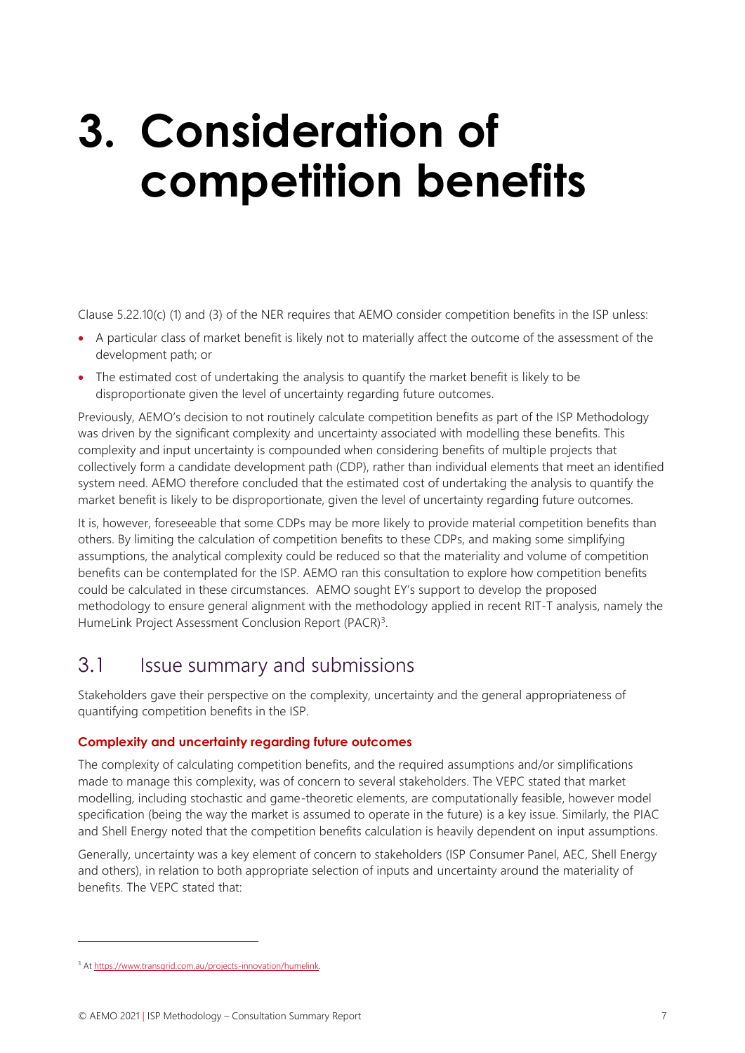# 3. Consideration of competition benefits

Clause 5.22.10(c) (1) and (3) of the NER requires that AEMO consider competition benefits in the ISP unless:

- A particular class of market benefit is likely not to materially affect the outcome of the assessment of the development path; or
- The estimated cost of undertaking the analysis to quantify the market benefit is likely to be disproportionate given the level of uncertainty regarding future outcomes.

Previously, AEMO's decision to not routinely calculate competition benefits as part of the ISP Methodology was driven by the significant complexity and uncertainty associated with modelling these benefits. This complexity and input uncertainty is compounded when considering benefits of multiple projects that collectively form a candidate development path (CDP), rather than individual elements that meet an identified system need. AEMO therefore concluded that the estimated cost of undertaking the analysis to quantify the market benefit is likely to be disproportionate, given the level of uncertainty regarding future outcomes.

It is, however, foreseeable that some CDPs may be more likely to provide material competition benefits than others. By limiting the calculation of competition benefits to these CDPs, and making some simplifying assumptions, the analytical complexity could be reduced so that the materiality and volume of competition benefits can be contemplated for the ISP. AEMO ran this consultation to explore how competition benefits could be calculated in these circumstances. AEMO sought EY's support to develop the proposed methodology to ensure general alignment with the methodology applied in recent RIT-T analysis, namely the HumeLink Project Assessment Conclusion Report (PACR)[3].

## 3.1 Issue summary and submissions

Stakeholders gave their perspective on the complexity, uncertainty and the general appropriateness of quantifying competition benefits in the ISP.

### Complexity and uncertainty regarding future outcomes

The complexity of calculating competition benefits, and the required assumptions and/or simplifications made to manage this complexity, was of concern to several stakeholders. The VEPC stated that market modelling, including stochastic and game-theoretic elements, are computationally feasible, however model specification (being the way the market is assumed to operate in the future) is a key issue. Similarly, the PIAC and Shell Energy noted that the competition benefits calculation is heavily dependent on input assumptions.

Generally, uncertainty was a key element of concern to stakeholders (ISP Consumer Panel, AEC, Shell Energy and others), in relation to both appropriate selection of inputs and uncertainty around the materiality of benefits. The VEPC stated that:

[3] At https://www.transgrid.com.au/projects-innovation/humelink.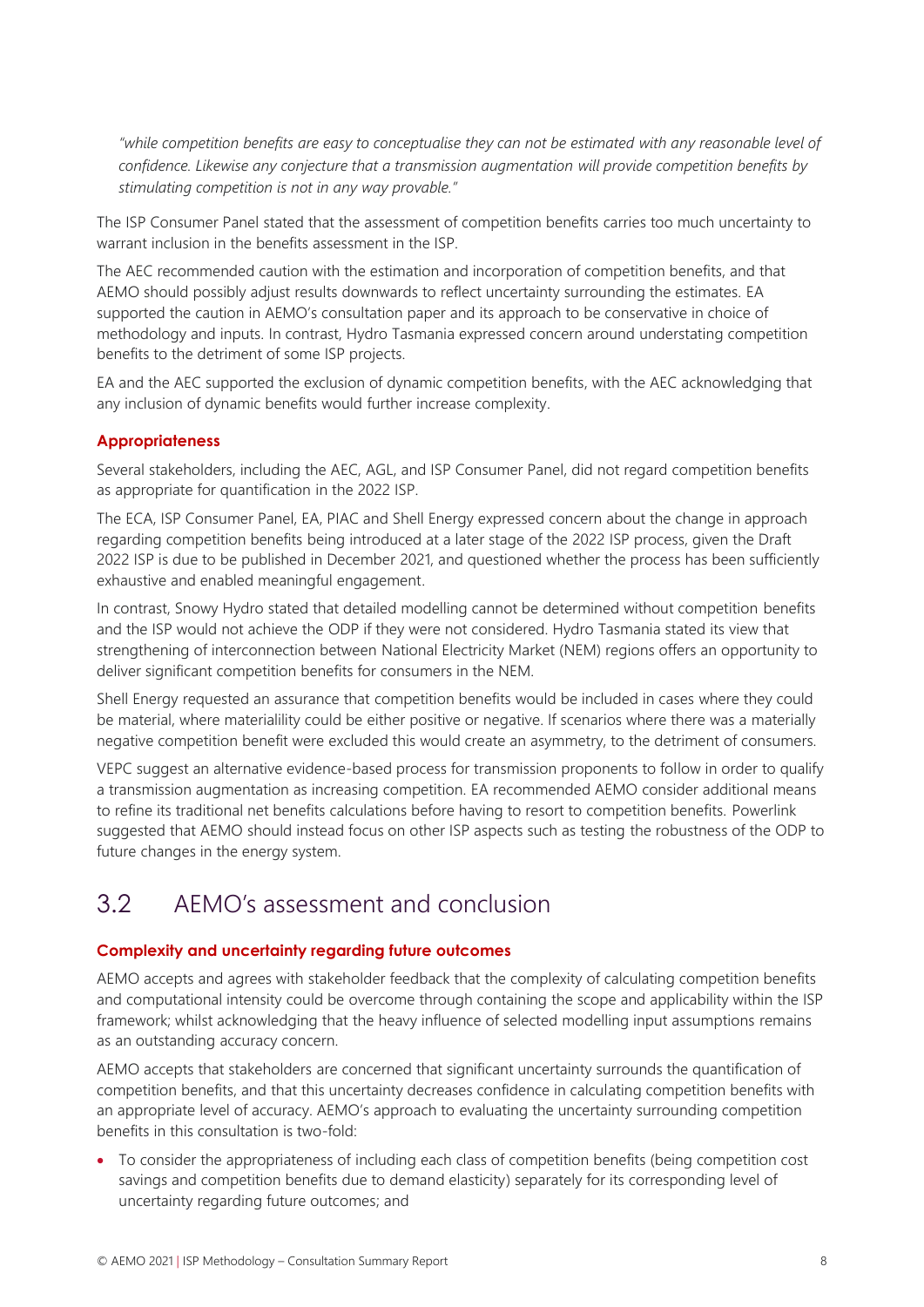*"while competition benefits are easy to conceptualise they can not be estimated with any reasonable level of confidence. Likewise any conjecture that a transmission augmentation will provide competition benefits by stimulating competition is not in any way provable."*

The ISP Consumer Panel stated that the assessment of competition benefits carries too much uncertainty to warrant inclusion in the benefits assessment in the ISP.

The AEC recommended caution with the estimation and incorporation of competition benefits, and that AEMO should possibly adjust results downwards to reflect uncertainty surrounding the estimates. EA supported the caution in AEMO's consultation paper and its approach to be conservative in choice of methodology and inputs. In contrast, Hydro Tasmania expressed concern around understating competition benefits to the detriment of some ISP projects.

EA and the AEC supported the exclusion of dynamic competition benefits, with the AEC acknowledging that any inclusion of dynamic benefits would further increase complexity.

### Appropriateness

Several stakeholders, including the AEC, AGL, and ISP Consumer Panel, did not regard competition benefits as appropriate for quantification in the 2022 ISP.

The ECA, ISP Consumer Panel, EA, PIAC and Shell Energy expressed concern about the change in approach regarding competition benefits being introduced at a later stage of the 2022 ISP process, given the Draft 2022 ISP is due to be published in December 2021, and questioned whether the process has been sufficiently exhaustive and enabled meaningful engagement.

In contrast, Snowy Hydro stated that detailed modelling cannot be determined without competition benefits and the ISP would not achieve the ODP if they were not considered. Hydro Tasmania stated its view that strengthening of interconnection between National Electricity Market (NEM) regions offers an opportunity to deliver significant competition benefits for consumers in the NEM.

Shell Energy requested an assurance that competition benefits would be included in cases where they could be material, where materialility could be either positive or negative. If scenarios where there was a materially negative competition benefit were excluded this would create an asymmetry, to the detriment of consumers.

VEPC suggest an alternative evidence-based process for transmission proponents to follow in order to qualify a transmission augmentation as increasing competition. EA recommended AEMO consider additional means to refine its traditional net benefits calculations before having to resort to competition benefits. Powerlink suggested that AEMO should instead focus on other ISP aspects such as testing the robustness of the ODP to future changes in the energy system.

## 3.2 AEMO's assessment and conclusion

### Complexity and uncertainty regarding future outcomes

AEMO accepts and agrees with stakeholder feedback that the complexity of calculating competition benefits and computational intensity could be overcome through containing the scope and applicability within the ISP framework; whilst acknowledging that the heavy influence of selected modelling input assumptions remains as an outstanding accuracy concern.

AEMO accepts that stakeholders are concerned that significant uncertainty surrounds the quantification of competition benefits, and that this uncertainty decreases confidence in calculating competition benefits with an appropriate level of accuracy. AEMO's approach to evaluating the uncertainty surrounding competition benefits in this consultation is two-fold:

- To consider the appropriateness of including each class of competition benefits (being competition cost savings and competition benefits due to demand elasticity) separately for its corresponding level of uncertainty regarding future outcomes; and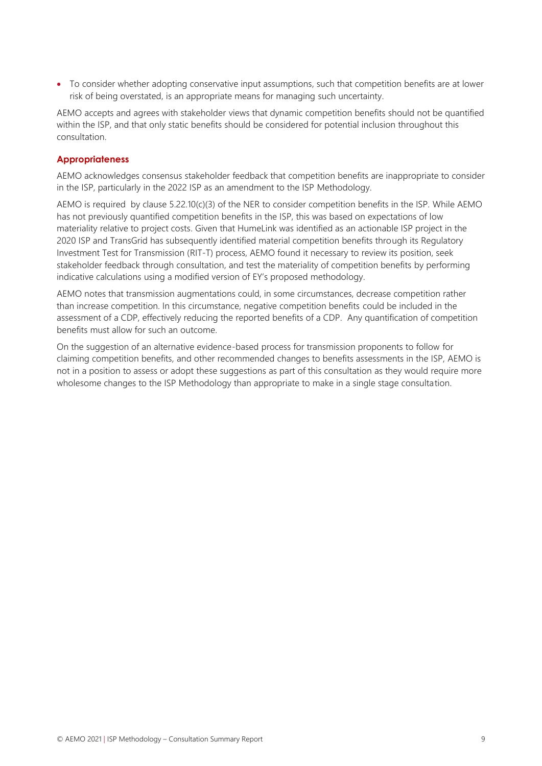- To consider whether adopting conservative input assumptions, such that competition benefits are at lower risk of being overstated, is an appropriate means for managing such uncertainty.

AEMO accepts and agrees with stakeholder views that dynamic competition benefits should not be quantified within the ISP, and that only static benefits should be considered for potential inclusion throughout this consultation.

### Appropriateness

AEMO acknowledges consensus stakeholder feedback that competition benefits are inappropriate to consider in the ISP, particularly in the 2022 ISP as an amendment to the ISP Methodology.

AEMO is required by clause 5.22.10(c)(3) of the NER to consider competition benefits in the ISP. While AEMO has not previously quantified competition benefits in the ISP, this was based on expectations of low materiality relative to project costs. Given that HumeLink was identified as an actionable ISP project in the 2020 ISP and TransGrid has subsequently identified material competition benefits through its Regulatory Investment Test for Transmission (RIT-T) process, AEMO found it necessary to review its position, seek stakeholder feedback through consultation, and test the materiality of competition benefits by performing indicative calculations using a modified version of EY's proposed methodology.

AEMO notes that transmission augmentations could, in some circumstances, decrease competition rather than increase competition. In this circumstance, negative competition benefits could be included in the assessment of a CDP, effectively reducing the reported benefits of a CDP. Any quantification of competition benefits must allow for such an outcome.

On the suggestion of an alternative evidence-based process for transmission proponents to follow for claiming competition benefits, and other recommended changes to benefits assessments in the ISP, AEMO is not in a position to assess or adopt these suggestions as part of this consultation as they would require more wholesome changes to the ISP Methodology than appropriate to make in a single stage consultation.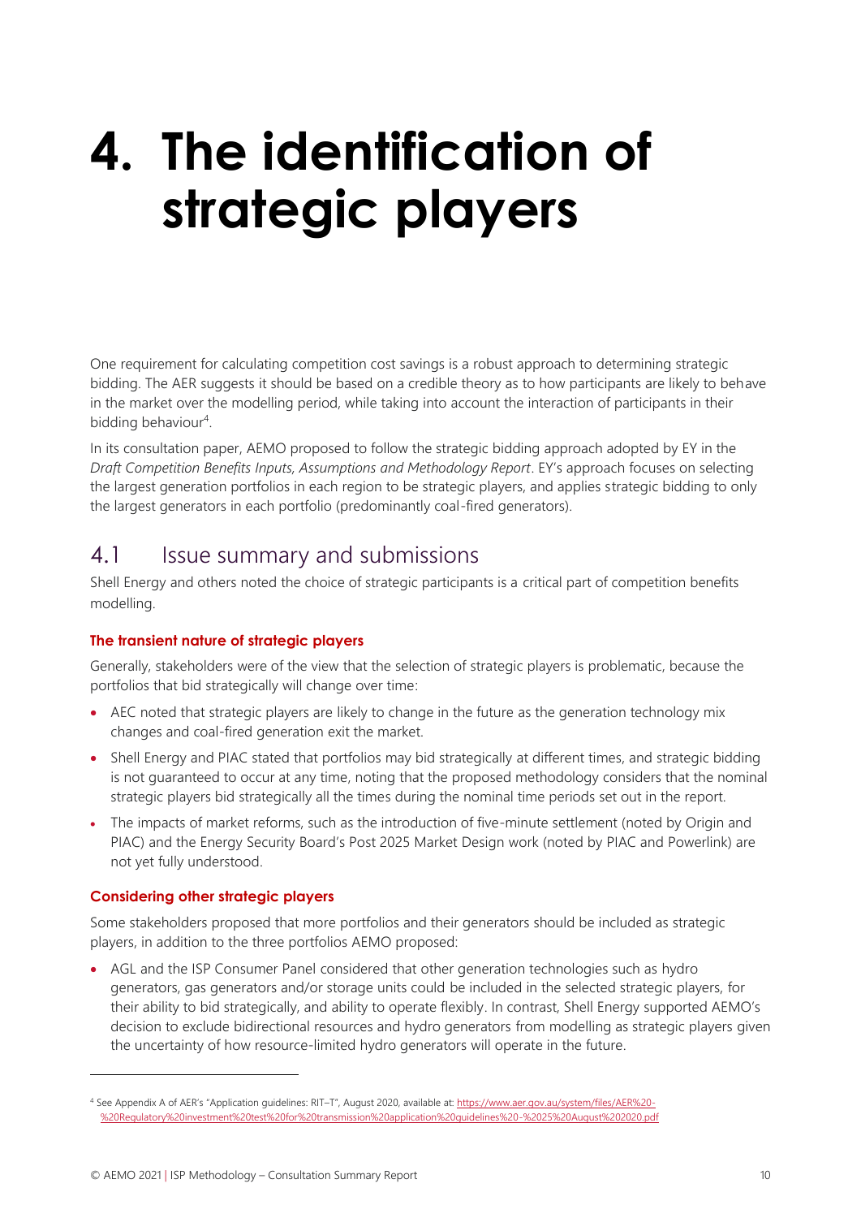// Response to: OCR request for page 10 of 24 (doc db9013cae384) — AEMO strategic players page
# 4. The identification of strategic players

One requirement for calculating competition cost savings is a robust approach to determining strategic bidding. The AER suggests it should be based on a credible theory as to how participants are likely to behave in the market over the modelling period, while taking into account the interaction of participants in their bidding behaviour[4].

In its consultation paper, AEMO proposed to follow the strategic bidding approach adopted by EY in the *Draft Competition Benefits Inputs, Assumptions and Methodology Report*. EY's approach focuses on selecting the largest generation portfolios in each region to be strategic players, and applies strategic bidding to only the largest generators in each portfolio (predominantly coal-fired generators).

## 4.1 Issue summary and submissions

Shell Energy and others noted the choice of strategic participants is a critical part of competition benefits modelling.

### The transient nature of strategic players

Generally, stakeholders were of the view that the selection of strategic players is problematic, because the portfolios that bid strategically will change over time:

- AEC noted that strategic players are likely to change in the future as the generation technology mix changes and coal-fired generation exit the market.
- Shell Energy and PIAC stated that portfolios may bid strategically at different times, and strategic bidding is not guaranteed to occur at any time, noting that the proposed methodology considers that the nominal strategic players bid strategically all the times during the nominal time periods set out in the report.
- The impacts of market reforms, such as the introduction of five-minute settlement (noted by Origin and PIAC) and the Energy Security Board's Post 2025 Market Design work (noted by PIAC and Powerlink) are not yet fully understood.

### Considering other strategic players

Some stakeholders proposed that more portfolios and their generators should be included as strategic players, in addition to the three portfolios AEMO proposed:

- AGL and the ISP Consumer Panel considered that other generation technologies such as hydro generators, gas generators and/or storage units could be included in the selected strategic players, for their ability to bid strategically, and ability to operate flexibly. In contrast, Shell Energy supported AEMO's decision to exclude bidirectional resources and hydro generators from modelling as strategic players given the uncertainty of how resource-limited hydro generators will operate in the future.

---

[4] See Appendix A of AER's "Application guidelines: RIT–T", August 2020, available at: https://www.aer.gov.au/system/files/AER%20-%20Regulatory%20investment%20test%20for%20transmission%20application%20guidelines%20-%2025%20August%202020.pdf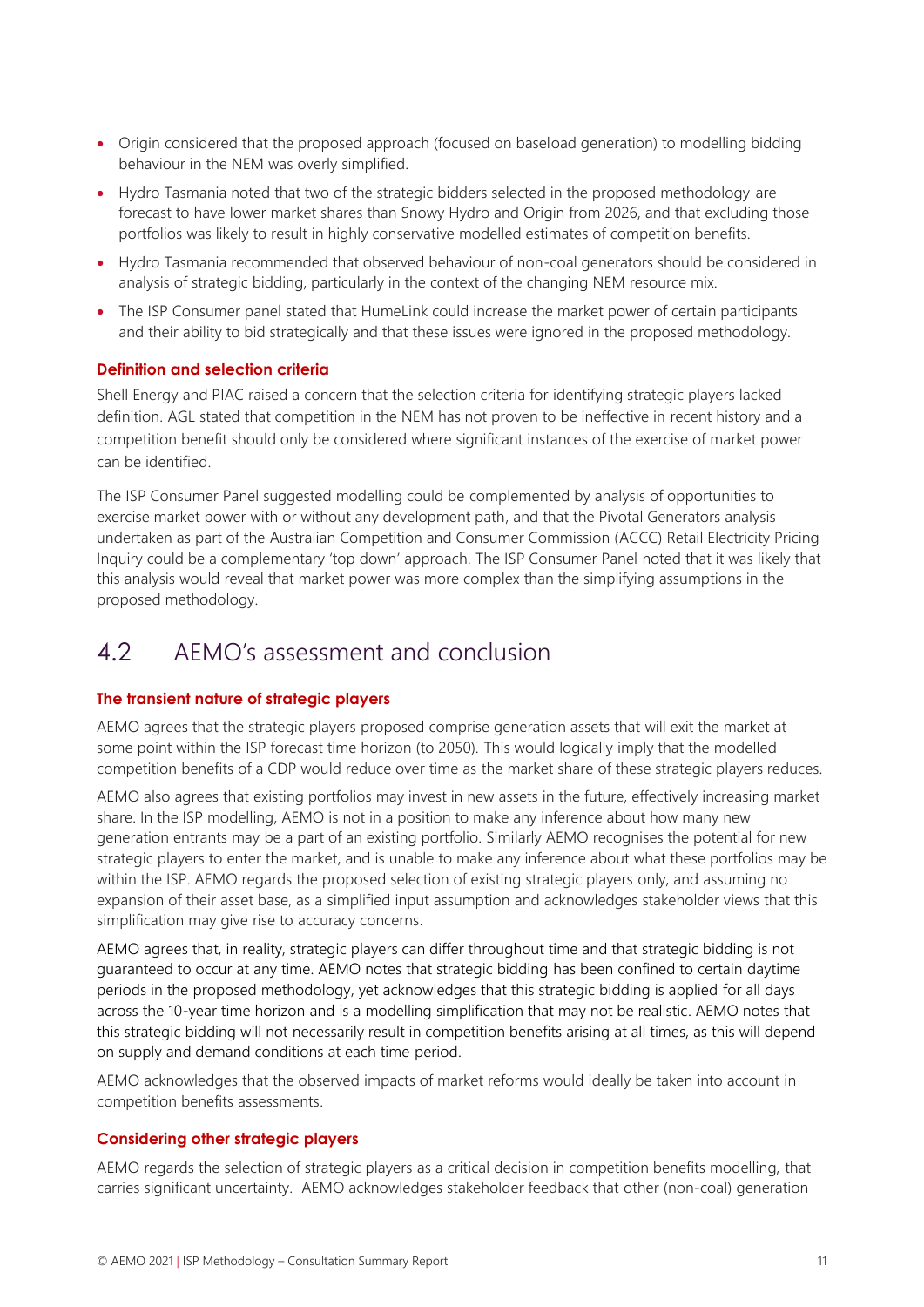- Origin considered that the proposed approach (focused on baseload generation) to modelling bidding behaviour in the NEM was overly simplified.
- Hydro Tasmania noted that two of the strategic bidders selected in the proposed methodology are forecast to have lower market shares than Snowy Hydro and Origin from 2026, and that excluding those portfolios was likely to result in highly conservative modelled estimates of competition benefits.
- Hydro Tasmania recommended that observed behaviour of non-coal generators should be considered in analysis of strategic bidding, particularly in the context of the changing NEM resource mix.
- The ISP Consumer panel stated that HumeLink could increase the market power of certain participants and their ability to bid strategically and that these issues were ignored in the proposed methodology.

#### Definition and selection criteria

Shell Energy and PIAC raised a concern that the selection criteria for identifying strategic players lacked definition. AGL stated that competition in the NEM has not proven to be ineffective in recent history and a competition benefit should only be considered where significant instances of the exercise of market power can be identified.

The ISP Consumer Panel suggested modelling could be complemented by analysis of opportunities to exercise market power with or without any development path, and that the Pivotal Generators analysis undertaken as part of the Australian Competition and Consumer Commission (ACCC) Retail Electricity Pricing Inquiry could be a complementary 'top down' approach. The ISP Consumer Panel noted that it was likely that this analysis would reveal that market power was more complex than the simplifying assumptions in the proposed methodology.

## 4.2 AEMO's assessment and conclusion

#### The transient nature of strategic players

AEMO agrees that the strategic players proposed comprise generation assets that will exit the market at some point within the ISP forecast time horizon (to 2050). This would logically imply that the modelled competition benefits of a CDP would reduce over time as the market share of these strategic players reduces.

AEMO also agrees that existing portfolios may invest in new assets in the future, effectively increasing market share. In the ISP modelling, AEMO is not in a position to make any inference about how many new generation entrants may be a part of an existing portfolio. Similarly AEMO recognises the potential for new strategic players to enter the market, and is unable to make any inference about what these portfolios may be within the ISP. AEMO regards the proposed selection of existing strategic players only, and assuming no expansion of their asset base, as a simplified input assumption and acknowledges stakeholder views that this simplification may give rise to accuracy concerns.

AEMO agrees that, in reality, strategic players can differ throughout time and that strategic bidding is not guaranteed to occur at any time. AEMO notes that strategic bidding has been confined to certain daytime periods in the proposed methodology, yet acknowledges that this strategic bidding is applied for all days across the 10-year time horizon and is a modelling simplification that may not be realistic. AEMO notes that this strategic bidding will not necessarily result in competition benefits arising at all times, as this will depend on supply and demand conditions at each time period.

AEMO acknowledges that the observed impacts of market reforms would ideally be taken into account in competition benefits assessments.

#### Considering other strategic players

AEMO regards the selection of strategic players as a critical decision in competition benefits modelling, that carries significant uncertainty. AEMO acknowledges stakeholder feedback that other (non-coal) generation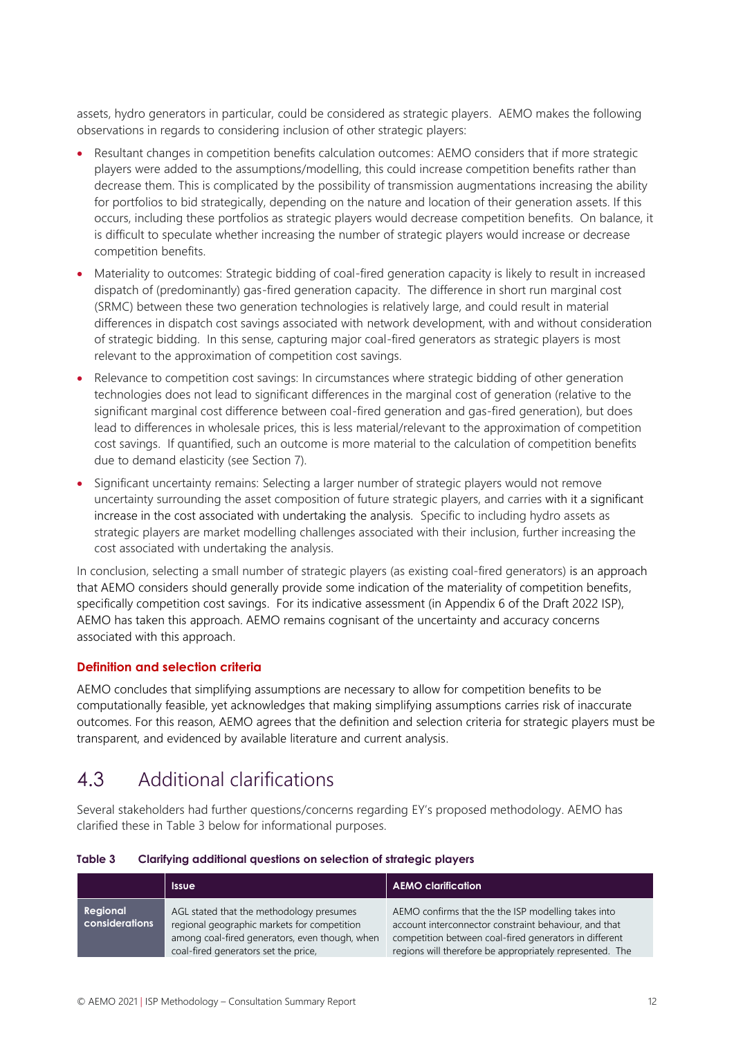assets, hydro generators in particular, could be considered as strategic players. AEMO makes the following observations in regards to considering inclusion of other strategic players:

- Resultant changes in competition benefits calculation outcomes: AEMO considers that if more strategic players were added to the assumptions/modelling, this could increase competition benefits rather than decrease them. This is complicated by the possibility of transmission augmentations increasing the ability for portfolios to bid strategically, depending on the nature and location of their generation assets. If this occurs, including these portfolios as strategic players would decrease competition benefits. On balance, it is difficult to speculate whether increasing the number of strategic players would increase or decrease competition benefits.
- Materiality to outcomes: Strategic bidding of coal-fired generation capacity is likely to result in increased dispatch of (predominantly) gas-fired generation capacity. The difference in short run marginal cost (SRMC) between these two generation technologies is relatively large, and could result in material differences in dispatch cost savings associated with network development, with and without consideration of strategic bidding. In this sense, capturing major coal-fired generators as strategic players is most relevant to the approximation of competition cost savings.
- Relevance to competition cost savings: In circumstances where strategic bidding of other generation technologies does not lead to significant differences in the marginal cost of generation (relative to the significant marginal cost difference between coal-fired generation and gas-fired generation), but does lead to differences in wholesale prices, this is less material/relevant to the approximation of competition cost savings. If quantified, such an outcome is more material to the calculation of competition benefits due to demand elasticity (see Section 7).
- Significant uncertainty remains: Selecting a larger number of strategic players would not remove uncertainty surrounding the asset composition of future strategic players, and carries with it a significant increase in the cost associated with undertaking the analysis. Specific to including hydro assets as strategic players are market modelling challenges associated with their inclusion, further increasing the cost associated with undertaking the analysis.

In conclusion, selecting a small number of strategic players (as existing coal-fired generators) is an approach that AEMO considers should generally provide some indication of the materiality of competition benefits, specifically competition cost savings. For its indicative assessment (in Appendix 6 of the Draft 2022 ISP), AEMO has taken this approach. AEMO remains cognisant of the uncertainty and accuracy concerns associated with this approach.

### Definition and selection criteria

AEMO concludes that simplifying assumptions are necessary to allow for competition benefits to be computationally feasible, yet acknowledges that making simplifying assumptions carries risk of inaccurate outcomes. For this reason, AEMO agrees that the definition and selection criteria for strategic players must be transparent, and evidenced by available literature and current analysis.

## 4.3 Additional clarifications

Several stakeholders had further questions/concerns regarding EY's proposed methodology. AEMO has clarified these in Table 3 below for informational purposes.

**Table 3 Clarifying additional questions on selection of strategic players**

| | Issue | AEMO clarification |
|---|---|---|
| **Regional considerations** | AGL stated that the methodology presumes regional geographic markets for competition among coal-fired generators, even though, when coal-fired generators set the price, | AEMO confirms that the the ISP modelling takes into account interconnector constraint behaviour, and that competition between coal-fired generators in different regions will therefore be appropriately represented. The |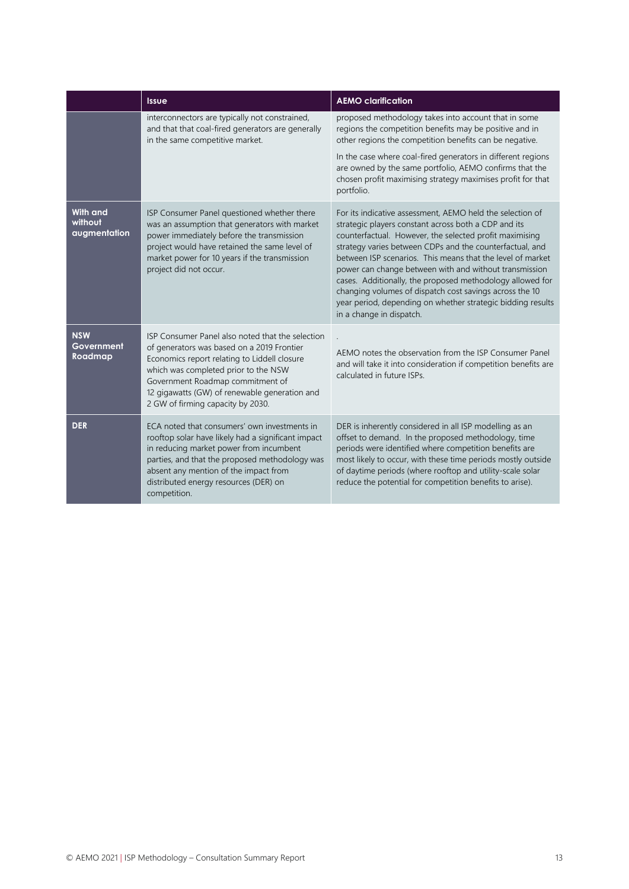| | Issue | AEMO clarification |
|---|---|---|
| | interconnectors are typically not constrained, and that that coal-fired generators are generally in the same competitive market. | proposed methodology takes into account that in some regions the competition benefits may be positive and in other regions the competition benefits can be negative.<br><br>In the case where coal-fired generators in different regions are owned by the same portfolio, AEMO confirms that the chosen profit maximising strategy maximises profit for that portfolio. |
| **With and without augmentation** | ISP Consumer Panel questioned whether there was an assumption that generators with market power immediately before the transmission project would have retained the same level of market power for 10 years if the transmission project did not occur. | For its indicative assessment, AEMO held the selection of strategic players constant across both a CDP and its counterfactual. However, the selected profit maximising strategy varies between CDPs and the counterfactual, and between ISP scenarios. This means that the level of market power can change between with and without transmission cases. Additionally, the proposed methodology allowed for changing volumes of dispatch cost savings across the 10 year period, depending on whether strategic bidding results in a change in dispatch. |
| **NSW Government Roadmap** | ISP Consumer Panel also noted that the selection of generators was based on a 2019 Frontier Economics report relating to Liddell closure which was completed prior to the NSW Government Roadmap commitment of 12 gigawatts (GW) of renewable generation and 2 GW of firming capacity by 2030. | .<br><br>AEMO notes the observation from the ISP Consumer Panel and will take it into consideration if competition benefits are calculated in future ISPs. |
| **DER** | ECA noted that consumers' own investments in rooftop solar have likely had a significant impact in reducing market power from incumbent parties, and that the proposed methodology was absent any mention of the impact from distributed energy resources (DER) on competition. | DER is inherently considered in all ISP modelling as an offset to demand. In the proposed methodology, time periods were identified where competition benefits are most likely to occur, with these time periods mostly outside of daytime periods (where rooftop and utility-scale solar reduce the potential for competition benefits to arise). |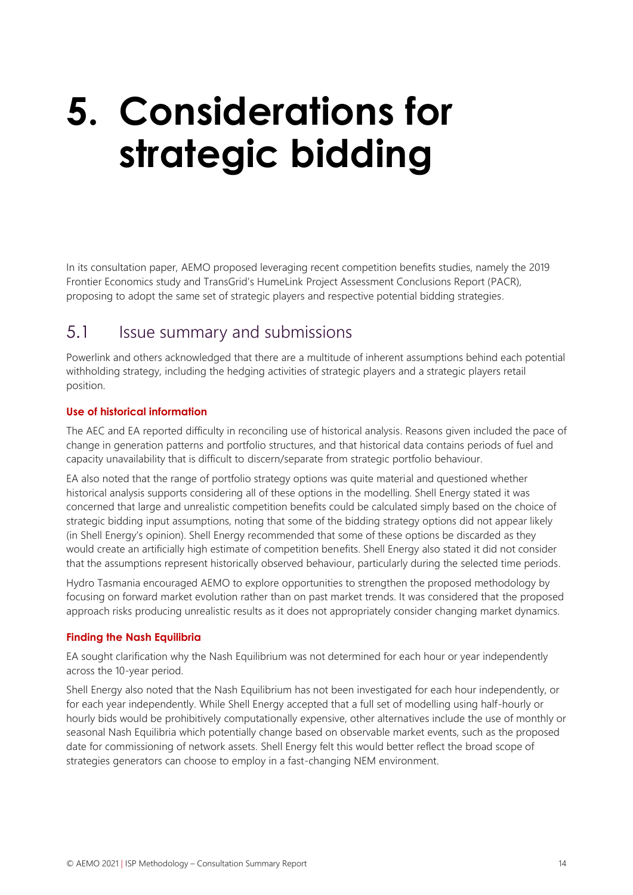# 5. Considerations for strategic bidding

In its consultation paper, AEMO proposed leveraging recent competition benefits studies, namely the 2019 Frontier Economics study and TransGrid's HumeLink Project Assessment Conclusions Report (PACR), proposing to adopt the same set of strategic players and respective potential bidding strategies.

## 5.1 Issue summary and submissions

Powerlink and others acknowledged that there are a multitude of inherent assumptions behind each potential withholding strategy, including the hedging activities of strategic players and a strategic players retail position.

#### Use of historical information

The AEC and EA reported difficulty in reconciling use of historical analysis. Reasons given included the pace of change in generation patterns and portfolio structures, and that historical data contains periods of fuel and capacity unavailability that is difficult to discern/separate from strategic portfolio behaviour.

EA also noted that the range of portfolio strategy options was quite material and questioned whether historical analysis supports considering all of these options in the modelling. Shell Energy stated it was concerned that large and unrealistic competition benefits could be calculated simply based on the choice of strategic bidding input assumptions, noting that some of the bidding strategy options did not appear likely (in Shell Energy's opinion). Shell Energy recommended that some of these options be discarded as they would create an artificially high estimate of competition benefits. Shell Energy also stated it did not consider that the assumptions represent historically observed behaviour, particularly during the selected time periods.

Hydro Tasmania encouraged AEMO to explore opportunities to strengthen the proposed methodology by focusing on forward market evolution rather than on past market trends. It was considered that the proposed approach risks producing unrealistic results as it does not appropriately consider changing market dynamics.

#### Finding the Nash Equilibria

EA sought clarification why the Nash Equilibrium was not determined for each hour or year independently across the 10-year period.

Shell Energy also noted that the Nash Equilibrium has not been investigated for each hour independently, or for each year independently. While Shell Energy accepted that a full set of modelling using half-hourly or hourly bids would be prohibitively computationally expensive, other alternatives include the use of monthly or seasonal Nash Equilibria which potentially change based on observable market events, such as the proposed date for commissioning of network assets. Shell Energy felt this would better reflect the broad scope of strategies generators can choose to employ in a fast-changing NEM environment.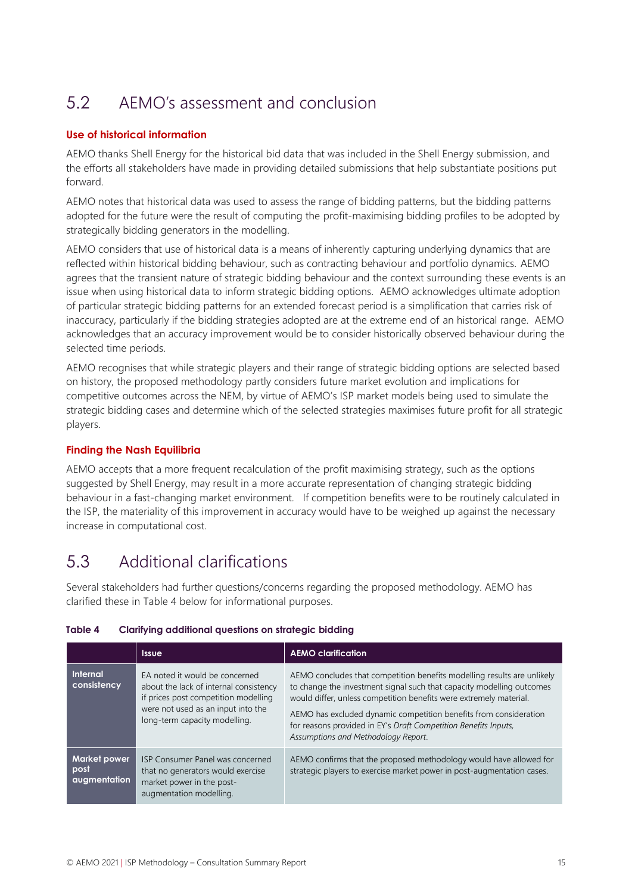## 5.2 AEMO's assessment and conclusion

### Use of historical information

AEMO thanks Shell Energy for the historical bid data that was included in the Shell Energy submission, and the efforts all stakeholders have made in providing detailed submissions that help substantiate positions put forward.

AEMO notes that historical data was used to assess the range of bidding patterns, but the bidding patterns adopted for the future were the result of computing the profit-maximising bidding profiles to be adopted by strategically bidding generators in the modelling.

AEMO considers that use of historical data is a means of inherently capturing underlying dynamics that are reflected within historical bidding behaviour, such as contracting behaviour and portfolio dynamics. AEMO agrees that the transient nature of strategic bidding behaviour and the context surrounding these events is an issue when using historical data to inform strategic bidding options. AEMO acknowledges ultimate adoption of particular strategic bidding patterns for an extended forecast period is a simplification that carries risk of inaccuracy, particularly if the bidding strategies adopted are at the extreme end of an historical range. AEMO acknowledges that an accuracy improvement would be to consider historically observed behaviour during the selected time periods.

AEMO recognises that while strategic players and their range of strategic bidding options are selected based on history, the proposed methodology partly considers future market evolution and implications for competitive outcomes across the NEM, by virtue of AEMO's ISP market models being used to simulate the strategic bidding cases and determine which of the selected strategies maximises future profit for all strategic players.

### Finding the Nash Equilibria

AEMO accepts that a more frequent recalculation of the profit maximising strategy, such as the options suggested by Shell Energy, may result in a more accurate representation of changing strategic bidding behaviour in a fast-changing market environment. If competition benefits were to be routinely calculated in the ISP, the materiality of this improvement in accuracy would have to be weighed up against the necessary increase in computational cost.

## 5.3 Additional clarifications

Several stakeholders had further questions/concerns regarding the proposed methodology. AEMO has clarified these in Table 4 below for informational purposes.

**Table 4 Clarifying additional questions on strategic bidding**

| | Issue | AEMO clarification |
|---|---|---|
| **Internal consistency** | EA noted it would be concerned about the lack of internal consistency if prices post competition modelling were not used as an input into the long-term capacity modelling. | AEMO concludes that competition benefits modelling results are unlikely to change the investment signal such that capacity modelling outcomes would differ, unless competition benefits were extremely material.<br><br>AEMO has excluded dynamic competition benefits from consideration for reasons provided in EY's *Draft Competition Benefits Inputs, Assumptions and Methodology Report*. |
| **Market power post augmentation** | ISP Consumer Panel was concerned that no generators would exercise market power in the post-augmentation modelling. | AEMO confirms that the proposed methodology would have allowed for strategic players to exercise market power in post-augmentation cases. |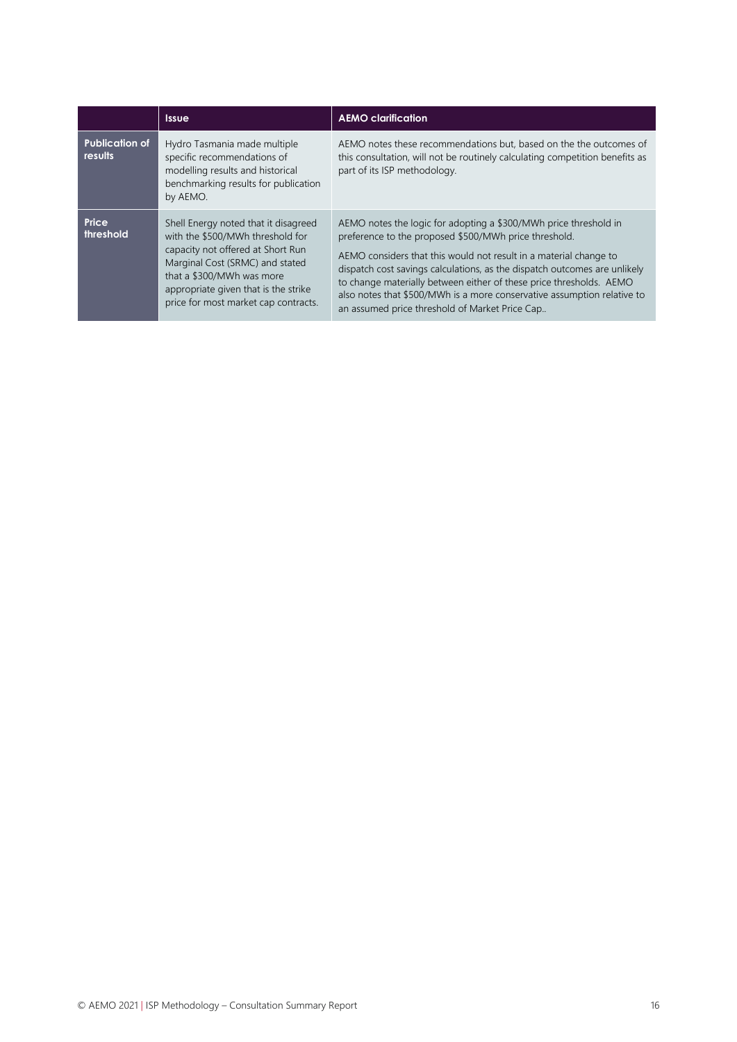| | Issue | AEMO clarification |
| --- | --- | --- |
| **Publication of results** | Hydro Tasmania made multiple specific recommendations of modelling results and historical benchmarking results for publication by AEMO. | AEMO notes these recommendations but, based on the the outcomes of this consultation, will not be routinely calculating competition benefits as part of its ISP methodology. |
| **Price threshold** | Shell Energy noted that it disagreed with the $500/MWh threshold for capacity not offered at Short Run Marginal Cost (SRMC) and stated that a $300/MWh was more appropriate given that is the strike price for most market cap contracts. | AEMO notes the logic for adopting a $300/MWh price threshold in preference to the proposed $500/MWh price threshold.<br><br>AEMO considers that this would not result in a material change to dispatch cost savings calculations, as the dispatch outcomes are unlikely to change materially between either of these price thresholds. AEMO also notes that $500/MWh is a more conservative assumption relative to an assumed price threshold of Market Price Cap.. |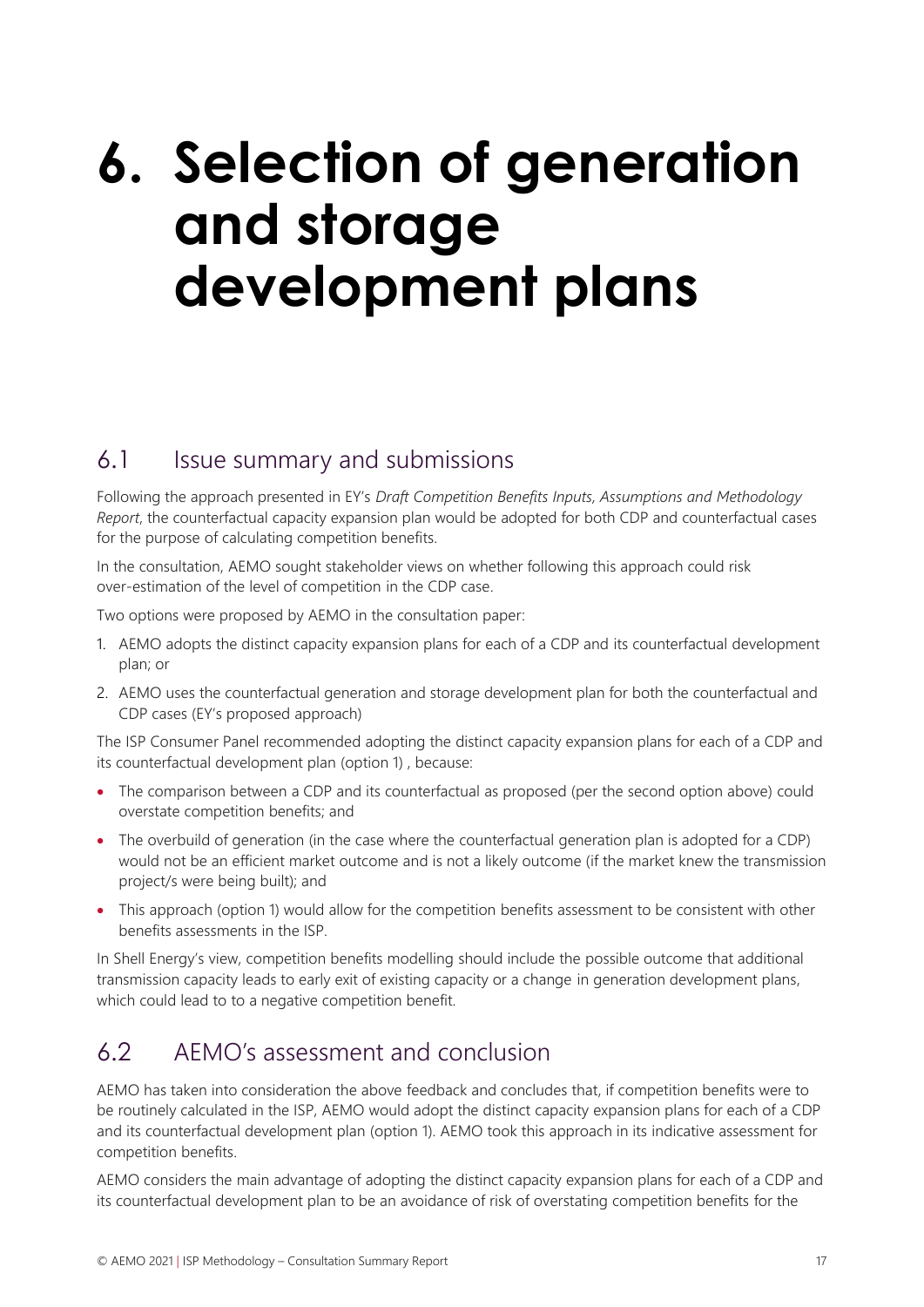# 6. Selection of generation and storage development plans

## 6.1 Issue summary and submissions

Following the approach presented in EY's *Draft Competition Benefits Inputs, Assumptions and Methodology Report*, the counterfactual capacity expansion plan would be adopted for both CDP and counterfactual cases for the purpose of calculating competition benefits.

In the consultation, AEMO sought stakeholder views on whether following this approach could risk over-estimation of the level of competition in the CDP case.

Two options were proposed by AEMO in the consultation paper:

1. AEMO adopts the distinct capacity expansion plans for each of a CDP and its counterfactual development plan; or
2. AEMO uses the counterfactual generation and storage development plan for both the counterfactual and CDP cases (EY's proposed approach)

The ISP Consumer Panel recommended adopting the distinct capacity expansion plans for each of a CDP and its counterfactual development plan (option 1) , because:

- The comparison between a CDP and its counterfactual as proposed (per the second option above) could overstate competition benefits; and
- The overbuild of generation (in the case where the counterfactual generation plan is adopted for a CDP) would not be an efficient market outcome and is not a likely outcome (if the market knew the transmission project/s were being built); and
- This approach (option 1) would allow for the competition benefits assessment to be consistent with other benefits assessments in the ISP.

In Shell Energy's view, competition benefits modelling should include the possible outcome that additional transmission capacity leads to early exit of existing capacity or a change in generation development plans, which could lead to to a negative competition benefit.

## 6.2 AEMO's assessment and conclusion

AEMO has taken into consideration the above feedback and concludes that, if competition benefits were to be routinely calculated in the ISP, AEMO would adopt the distinct capacity expansion plans for each of a CDP and its counterfactual development plan (option 1). AEMO took this approach in its indicative assessment for competition benefits.

AEMO considers the main advantage of adopting the distinct capacity expansion plans for each of a CDP and its counterfactual development plan to be an avoidance of risk of overstating competition benefits for the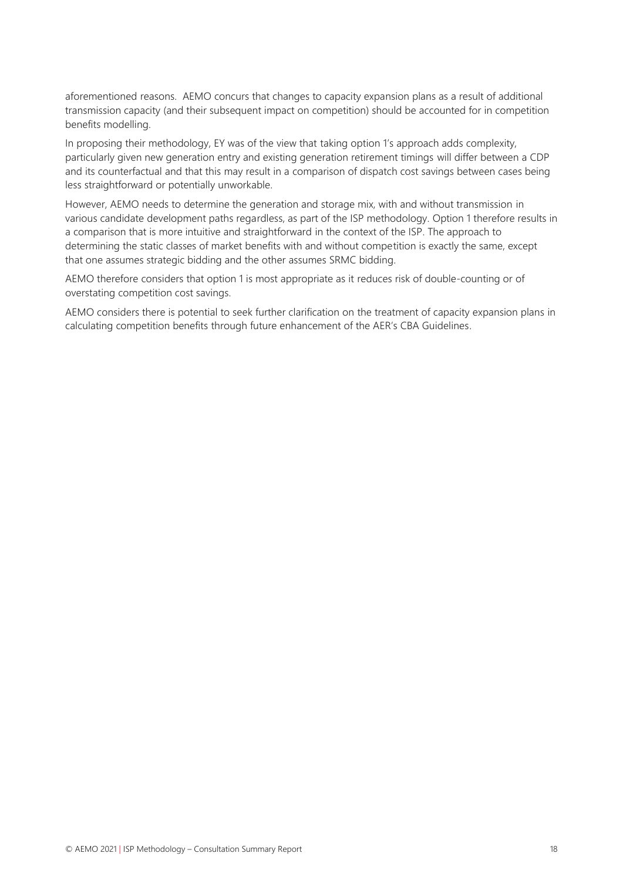aforementioned reasons. AEMO concurs that changes to capacity expansion plans as a result of additional transmission capacity (and their subsequent impact on competition) should be accounted for in competition benefits modelling.

In proposing their methodology, EY was of the view that taking option 1's approach adds complexity, particularly given new generation entry and existing generation retirement timings will differ between a CDP and its counterfactual and that this may result in a comparison of dispatch cost savings between cases being less straightforward or potentially unworkable.

However, AEMO needs to determine the generation and storage mix, with and without transmission in various candidate development paths regardless, as part of the ISP methodology. Option 1 therefore results in a comparison that is more intuitive and straightforward in the context of the ISP. The approach to determining the static classes of market benefits with and without competition is exactly the same, except that one assumes strategic bidding and the other assumes SRMC bidding.

AEMO therefore considers that option 1 is most appropriate as it reduces risk of double-counting or of overstating competition cost savings.

AEMO considers there is potential to seek further clarification on the treatment of capacity expansion plans in calculating competition benefits through future enhancement of the AER's CBA Guidelines.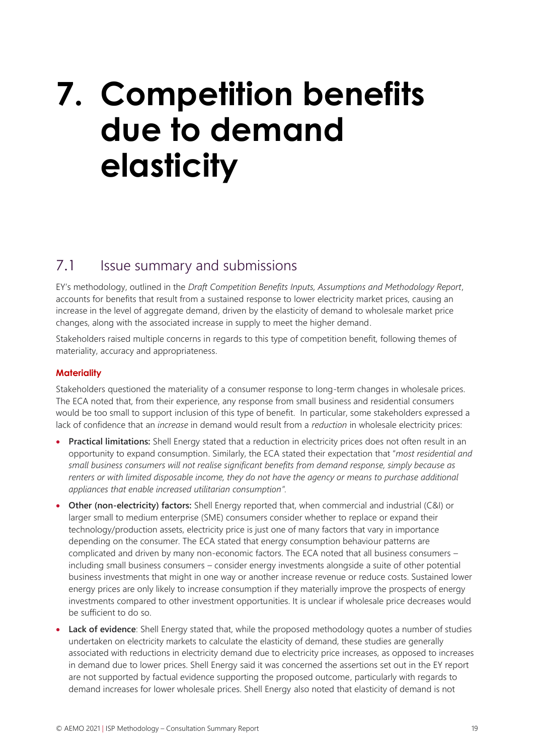# 7. Competition benefits due to demand elasticity

## 7.1 Issue summary and submissions

EY's methodology, outlined in the *Draft Competition Benefits Inputs, Assumptions and Methodology Report*, accounts for benefits that result from a sustained response to lower electricity market prices, causing an increase in the level of aggregate demand, driven by the elasticity of demand to wholesale market price changes, along with the associated increase in supply to meet the higher demand.

Stakeholders raised multiple concerns in regards to this type of competition benefit, following themes of materiality, accuracy and appropriateness.

### Materiality

Stakeholders questioned the materiality of a consumer response to long-term changes in wholesale prices. The ECA noted that, from their experience, any response from small business and residential consumers would be too small to support inclusion of this type of benefit. In particular, some stakeholders expressed a lack of confidence that an *increase* in demand would result from a *reduction* in wholesale electricity prices:

- **Practical limitations:** Shell Energy stated that a reduction in electricity prices does not often result in an opportunity to expand consumption. Similarly, the ECA stated their expectation that "*most residential and small business consumers will not realise significant benefits from demand response, simply because as renters or with limited disposable income, they do not have the agency or means to purchase additional appliances that enable increased utilitarian consumption*".
- **Other (non-electricity) factors:** Shell Energy reported that, when commercial and industrial (C&I) or larger small to medium enterprise (SME) consumers consider whether to replace or expand their technology/production assets, electricity price is just one of many factors that vary in importance depending on the consumer. The ECA stated that energy consumption behaviour patterns are complicated and driven by many non-economic factors. The ECA noted that all business consumers – including small business consumers – consider energy investments alongside a suite of other potential business investments that might in one way or another increase revenue or reduce costs. Sustained lower energy prices are only likely to increase consumption if they materially improve the prospects of energy investments compared to other investment opportunities. It is unclear if wholesale price decreases would be sufficient to do so.
- **Lack of evidence**: Shell Energy stated that, while the proposed methodology quotes a number of studies undertaken on electricity markets to calculate the elasticity of demand, these studies are generally associated with reductions in electricity demand due to electricity price increases, as opposed to increases in demand due to lower prices. Shell Energy said it was concerned the assertions set out in the EY report are not supported by factual evidence supporting the proposed outcome, particularly with regards to demand increases for lower wholesale prices. Shell Energy also noted that elasticity of demand is not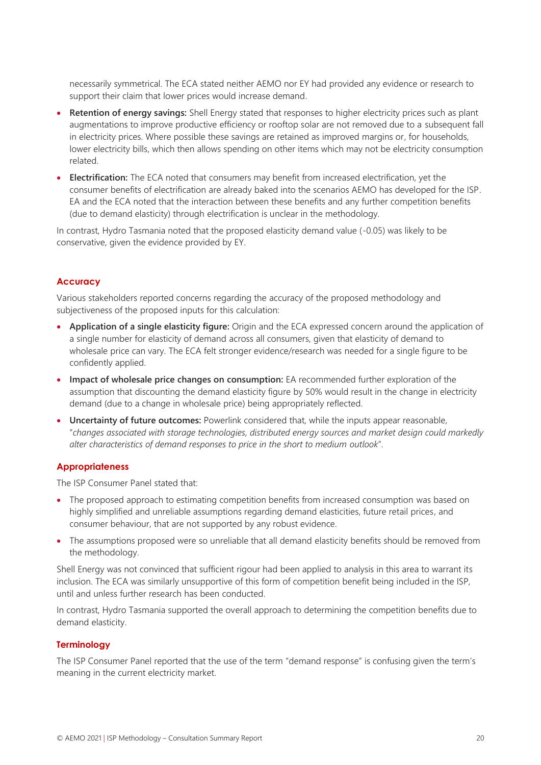necessarily symmetrical. The ECA stated neither AEMO nor EY had provided any evidence or research to support their claim that lower prices would increase demand.

- **Retention of energy savings:** Shell Energy stated that responses to higher electricity prices such as plant augmentations to improve productive efficiency or rooftop solar are not removed due to a subsequent fall in electricity prices. Where possible these savings are retained as improved margins or, for households, lower electricity bills, which then allows spending on other items which may not be electricity consumption related.
- **Electrification:** The ECA noted that consumers may benefit from increased electrification, yet the consumer benefits of electrification are already baked into the scenarios AEMO has developed for the ISP. EA and the ECA noted that the interaction between these benefits and any further competition benefits (due to demand elasticity) through electrification is unclear in the methodology.

In contrast, Hydro Tasmania noted that the proposed elasticity demand value (-0.05) was likely to be conservative, given the evidence provided by EY.

### Accuracy

Various stakeholders reported concerns regarding the accuracy of the proposed methodology and subjectiveness of the proposed inputs for this calculation:

- **Application of a single elasticity figure:** Origin and the ECA expressed concern around the application of a single number for elasticity of demand across all consumers, given that elasticity of demand to wholesale price can vary. The ECA felt stronger evidence/research was needed for a single figure to be confidently applied.
- **Impact of wholesale price changes on consumption:** EA recommended further exploration of the assumption that discounting the demand elasticity figure by 50% would result in the change in electricity demand (due to a change in wholesale price) being appropriately reflected.
- **Uncertainty of future outcomes:** Powerlink considered that, while the inputs appear reasonable, "*changes associated with storage technologies, distributed energy sources and market design could markedly alter characteristics of demand responses to price in the short to medium outlook*".

### Appropriateness

The ISP Consumer Panel stated that:

- The proposed approach to estimating competition benefits from increased consumption was based on highly simplified and unreliable assumptions regarding demand elasticities, future retail prices, and consumer behaviour, that are not supported by any robust evidence.
- The assumptions proposed were so unreliable that all demand elasticity benefits should be removed from the methodology.

Shell Energy was not convinced that sufficient rigour had been applied to analysis in this area to warrant its inclusion. The ECA was similarly unsupportive of this form of competition benefit being included in the ISP, until and unless further research has been conducted.

In contrast, Hydro Tasmania supported the overall approach to determining the competition benefits due to demand elasticity.

### Terminology

The ISP Consumer Panel reported that the use of the term "demand response" is confusing given the term's meaning in the current electricity market.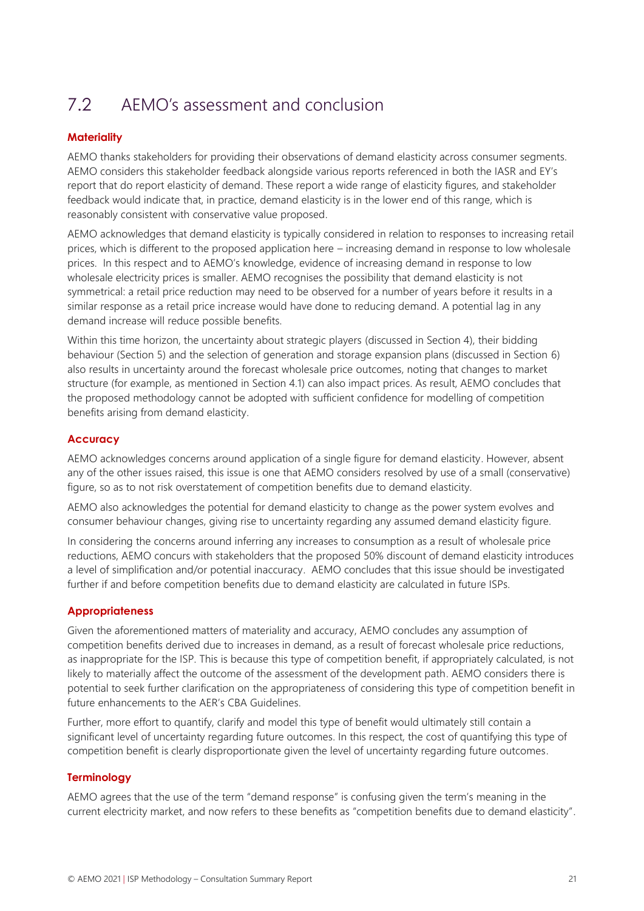## 7.2 AEMO's assessment and conclusion

### Materiality

AEMO thanks stakeholders for providing their observations of demand elasticity across consumer segments. AEMO considers this stakeholder feedback alongside various reports referenced in both the IASR and EY's report that do report elasticity of demand. These report a wide range of elasticity figures, and stakeholder feedback would indicate that, in practice, demand elasticity is in the lower end of this range, which is reasonably consistent with conservative value proposed.

AEMO acknowledges that demand elasticity is typically considered in relation to responses to increasing retail prices, which is different to the proposed application here – increasing demand in response to low wholesale prices. In this respect and to AEMO's knowledge, evidence of increasing demand in response to low wholesale electricity prices is smaller. AEMO recognises the possibility that demand elasticity is not symmetrical: a retail price reduction may need to be observed for a number of years before it results in a similar response as a retail price increase would have done to reducing demand. A potential lag in any demand increase will reduce possible benefits.

Within this time horizon, the uncertainty about strategic players (discussed in Section 4), their bidding behaviour (Section 5) and the selection of generation and storage expansion plans (discussed in Section 6) also results in uncertainty around the forecast wholesale price outcomes, noting that changes to market structure (for example, as mentioned in Section 4.1) can also impact prices. As result, AEMO concludes that the proposed methodology cannot be adopted with sufficient confidence for modelling of competition benefits arising from demand elasticity.

### Accuracy

AEMO acknowledges concerns around application of a single figure for demand elasticity. However, absent any of the other issues raised, this issue is one that AEMO considers resolved by use of a small (conservative) figure, so as to not risk overstatement of competition benefits due to demand elasticity.

AEMO also acknowledges the potential for demand elasticity to change as the power system evolves and consumer behaviour changes, giving rise to uncertainty regarding any assumed demand elasticity figure.

In considering the concerns around inferring any increases to consumption as a result of wholesale price reductions, AEMO concurs with stakeholders that the proposed 50% discount of demand elasticity introduces a level of simplification and/or potential inaccuracy. AEMO concludes that this issue should be investigated further if and before competition benefits due to demand elasticity are calculated in future ISPs.

### Appropriateness

Given the aforementioned matters of materiality and accuracy, AEMO concludes any assumption of competition benefits derived due to increases in demand, as a result of forecast wholesale price reductions, as inappropriate for the ISP. This is because this type of competition benefit, if appropriately calculated, is not likely to materially affect the outcome of the assessment of the development path. AEMO considers there is potential to seek further clarification on the appropriateness of considering this type of competition benefit in future enhancements to the AER's CBA Guidelines.

Further, more effort to quantify, clarify and model this type of benefit would ultimately still contain a significant level of uncertainty regarding future outcomes. In this respect, the cost of quantifying this type of competition benefit is clearly disproportionate given the level of uncertainty regarding future outcomes.

### Terminology

AEMO agrees that the use of the term "demand response" is confusing given the term's meaning in the current electricity market, and now refers to these benefits as "competition benefits due to demand elasticity".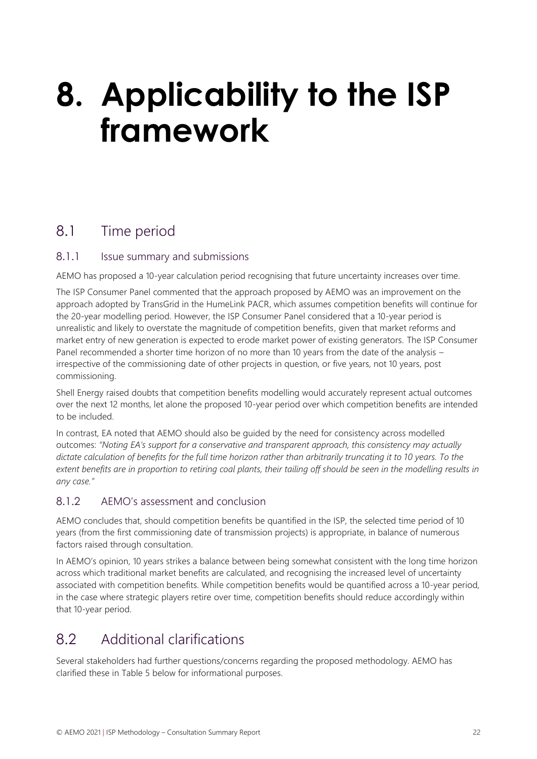# 8. Applicability to the ISP framework

## 8.1 Time period

### 8.1.1 Issue summary and submissions

AEMO has proposed a 10-year calculation period recognising that future uncertainty increases over time.

The ISP Consumer Panel commented that the approach proposed by AEMO was an improvement on the approach adopted by TransGrid in the HumeLink PACR, which assumes competition benefits will continue for the 20-year modelling period. However, the ISP Consumer Panel considered that a 10-year period is unrealistic and likely to overstate the magnitude of competition benefits, given that market reforms and market entry of new generation is expected to erode market power of existing generators. The ISP Consumer Panel recommended a shorter time horizon of no more than 10 years from the date of the analysis – irrespective of the commissioning date of other projects in question, or five years, not 10 years, post commissioning.

Shell Energy raised doubts that competition benefits modelling would accurately represent actual outcomes over the next 12 months, let alone the proposed 10-year period over which competition benefits are intended to be included.

In contrast, EA noted that AEMO should also be guided by the need for consistency across modelled outcomes: *"Noting EA's support for a conservative and transparent approach, this consistency may actually dictate calculation of benefits for the full time horizon rather than arbitrarily truncating it to 10 years. To the extent benefits are in proportion to retiring coal plants, their tailing off should be seen in the modelling results in any case."*

### 8.1.2 AEMO's assessment and conclusion

AEMO concludes that, should competition benefits be quantified in the ISP, the selected time period of 10 years (from the first commissioning date of transmission projects) is appropriate, in balance of numerous factors raised through consultation.

In AEMO's opinion, 10 years strikes a balance between being somewhat consistent with the long time horizon across which traditional market benefits are calculated, and recognising the increased level of uncertainty associated with competition benefits. While competition benefits would be quantified across a 10-year period, in the case where strategic players retire over time, competition benefits should reduce accordingly within that 10-year period.

## 8.2 Additional clarifications

Several stakeholders had further questions/concerns regarding the proposed methodology. AEMO has clarified these in Table 5 below for informational purposes.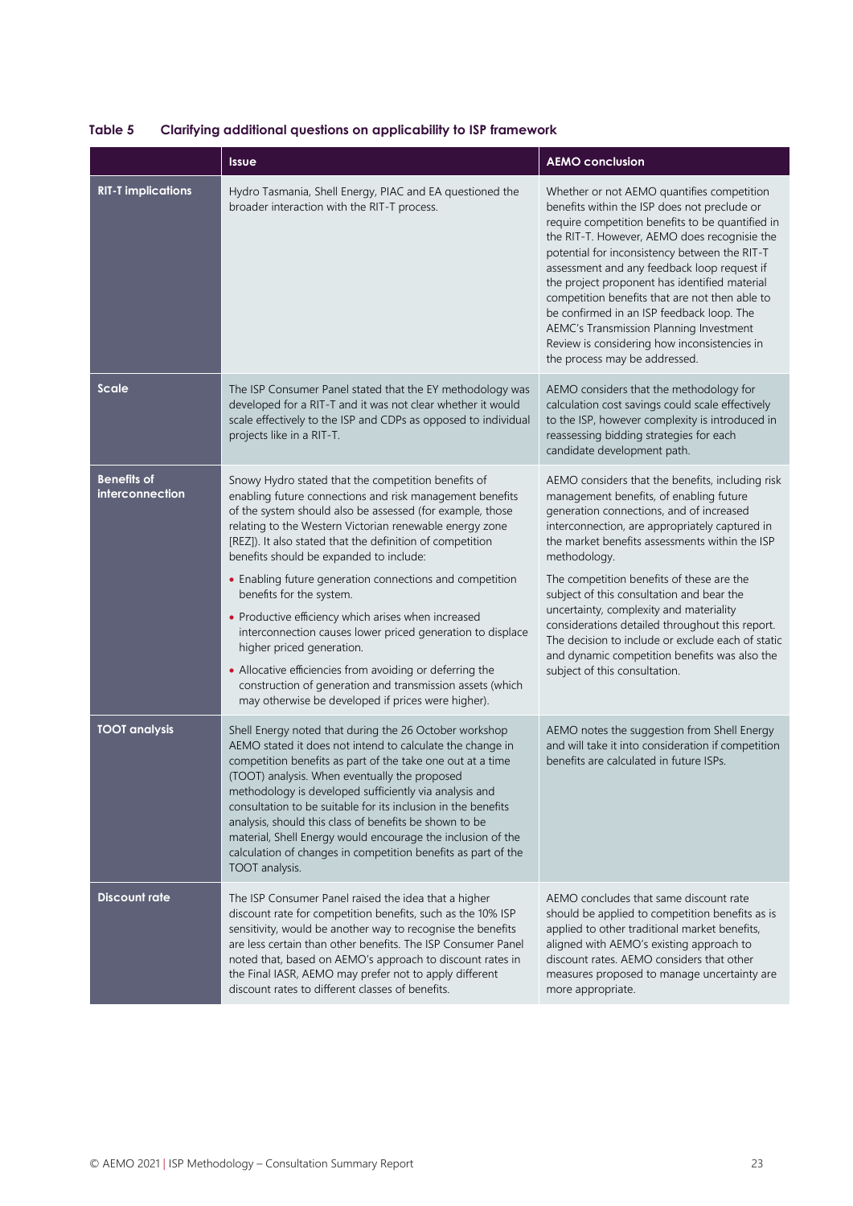**Table 5 Clarifying additional questions on applicability to ISP framework**

| | Issue | AEMO conclusion |
|---|---|---|
| **RIT-T implications** | Hydro Tasmania, Shell Energy, PIAC and EA questioned the broader interaction with the RIT-T process. | Whether or not AEMO quantifies competition benefits within the ISP does not preclude or require competition benefits to be quantified in the RIT-T. However, AEMO does recognisie the potential for inconsistency between the RIT-T assessment and any feedback loop request if the project proponent has identified material competition benefits that are not then able to be confirmed in an ISP feedback loop. The AEMC's Transmission Planning Investment Review is considering how inconsistencies in the process may be addressed. |
| **Scale** | The ISP Consumer Panel stated that the EY methodology was developed for a RIT-T and it was not clear whether it would scale effectively to the ISP and CDPs as opposed to individual projects like in a RIT-T. | AEMO considers that the methodology for calculation cost savings could scale effectively to the ISP, however complexity is introduced in reassessing bidding strategies for each candidate development path. |
| **Benefits of interconnection** | Snowy Hydro stated that the competition benefits of enabling future connections and risk management benefits of the system should also be assessed (for example, those relating to the Western Victorian renewable energy zone [REZ]). It also stated that the definition of competition benefits should be expanded to include:<br>• Enabling future generation connections and competition benefits for the system.<br>• Productive efficiency which arises when increased interconnection causes lower priced generation to displace higher priced generation.<br>• Allocative efficiencies from avoiding or deferring the construction of generation and transmission assets (which may otherwise be developed if prices were higher). | AEMO considers that the benefits, including risk management benefits, of enabling future generation connections, and of increased interconnection, are appropriately captured in the market benefits assessments within the ISP methodology.<br>The competition benefits of these are the subject of this consultation and bear the uncertainty, complexity and materiality considerations detailed throughout this report. The decision to include or exclude each of static and dynamic competition benefits was also the subject of this consultation. |
| **TOOT analysis** | Shell Energy noted that during the 26 October workshop AEMO stated it does not intend to calculate the change in competition benefits as part of the take one out at a time (TOOT) analysis. When eventually the proposed methodology is developed sufficiently via analysis and consultation to be suitable for its inclusion in the benefits analysis, should this class of benefits be shown to be material, Shell Energy would encourage the inclusion of the calculation of changes in competition benefits as part of the TOOT analysis. | AEMO notes the suggestion from Shell Energy and will take it into consideration if competition benefits are calculated in future ISPs. |
| **Discount rate** | The ISP Consumer Panel raised the idea that a higher discount rate for competition benefits, such as the 10% ISP sensitivity, would be another way to recognise the benefits are less certain than other benefits. The ISP Consumer Panel noted that, based on AEMO's approach to discount rates in the Final IASR, AEMO may prefer not to apply different discount rates to different classes of benefits. | AEMO concludes that same discount rate should be applied to competition benefits as is applied to other traditional market benefits, aligned with AEMO's existing approach to discount rates. AEMO considers that other measures proposed to manage uncertainty are more appropriate. |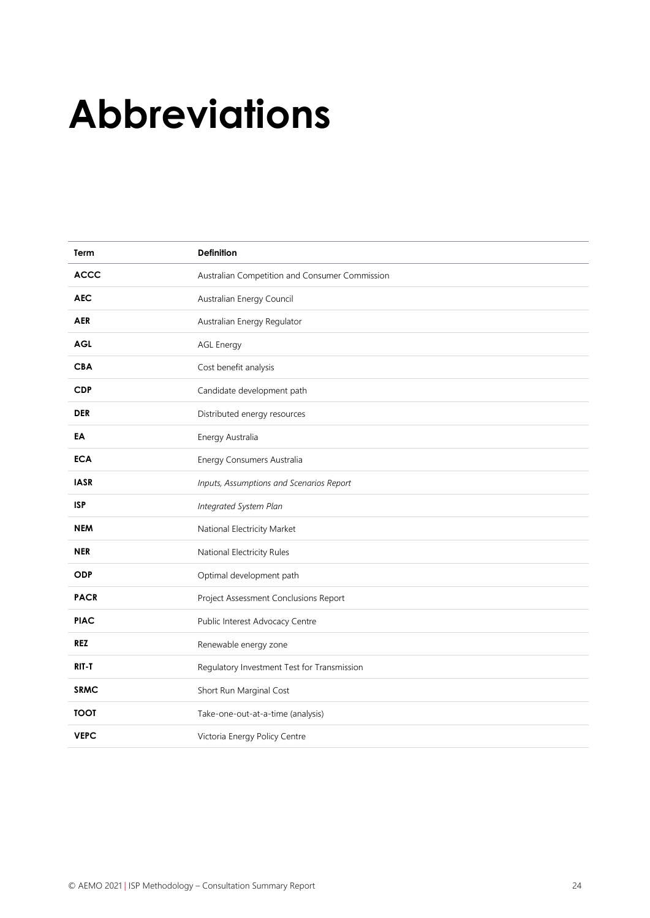# Abbreviations

| Term | Definition |
|---|---|
| **ACCC** | Australian Competition and Consumer Commission |
| **AEC** | Australian Energy Council |
| **AER** | Australian Energy Regulator |
| **AGL** | AGL Energy |
| **CBA** | Cost benefit analysis |
| **CDP** | Candidate development path |
| **DER** | Distributed energy resources |
| **EA** | Energy Australia |
| **ECA** | Energy Consumers Australia |
| **IASR** | *Inputs, Assumptions and Scenarios Report* |
| **ISP** | *Integrated System Plan* |
| **NEM** | National Electricity Market |
| **NER** | National Electricity Rules |
| **ODP** | Optimal development path |
| **PACR** | Project Assessment Conclusions Report |
| **PIAC** | Public Interest Advocacy Centre |
| **REZ** | Renewable energy zone |
| **RIT-T** | Regulatory Investment Test for Transmission |
| **SRMC** | Short Run Marginal Cost |
| **TOOT** | Take-one-out-at-a-time (analysis) |
| **VEPC** | Victoria Energy Policy Centre |